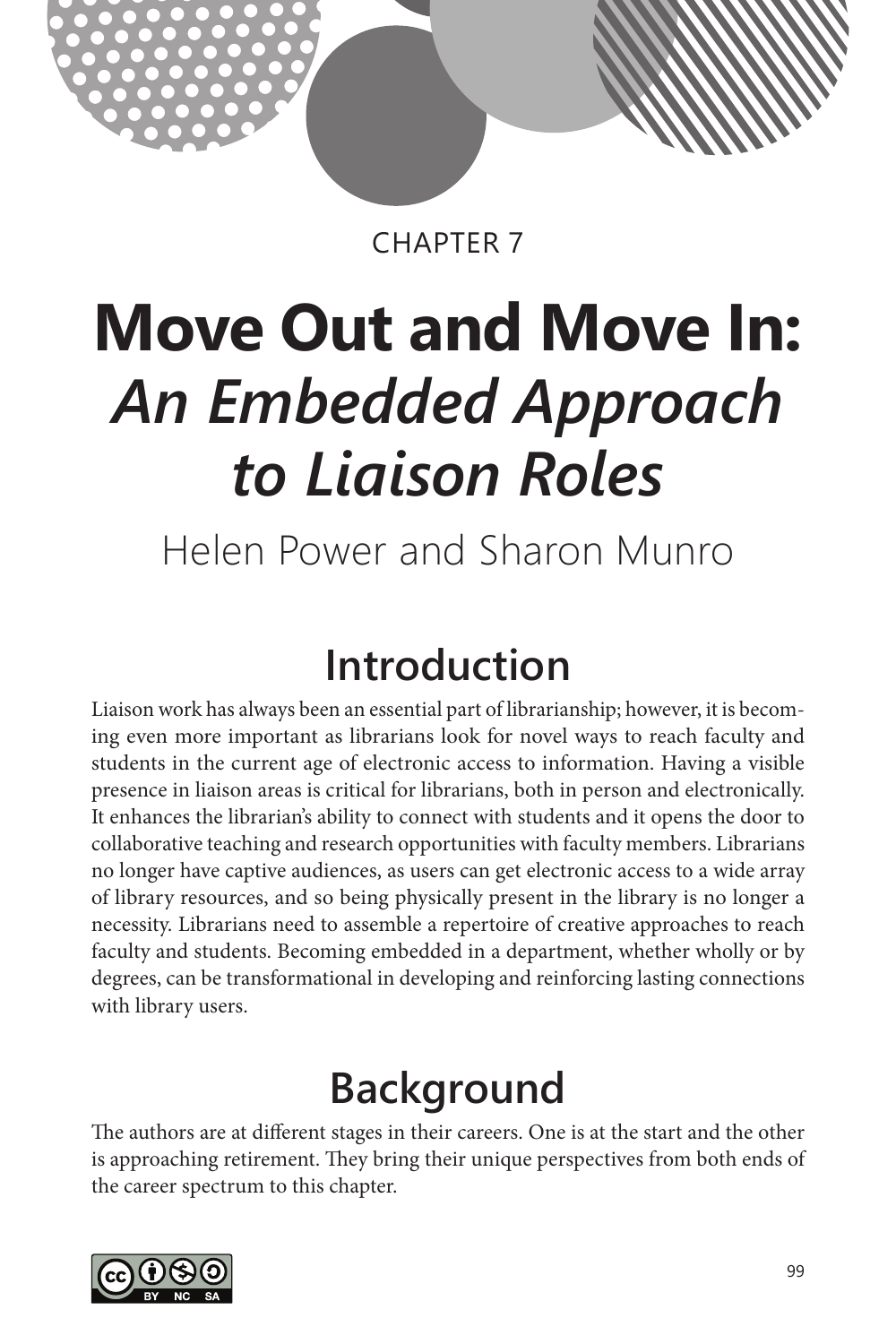CHAPTER 7

# Move Out and Move In: *An Embedded Approach to Liaison Roles*

Helen Power and Sharon Munro

## Introduction

Liaison work has always been an essential part of librarianship; however, it is becoming even more important as librarians look for novel ways to reach faculty and students in the current age of electronic access to information. Having a visible presence in liaison areas is critical for librarians, both in person and electronically. It enhances the librarian's ability to connect with students and it opens the door to collaborative teaching and research opportunities with faculty members. Librarians no longer have captive audiences, as users can get electronic access to a wide array of library resources, and so being physically present in the library is no longer a necessity. Librarians need to assemble a repertoire of creative approaches to reach faculty and students. Becoming embedded in a department, whether wholly or by degrees, can be transformational in developing and reinforcing lasting connections with library users.

## Background

The authors are at different stages in their careers. One is at the start and the other is approaching retirement. They bring their unique perspectives from both ends of the career spectrum to this chapter.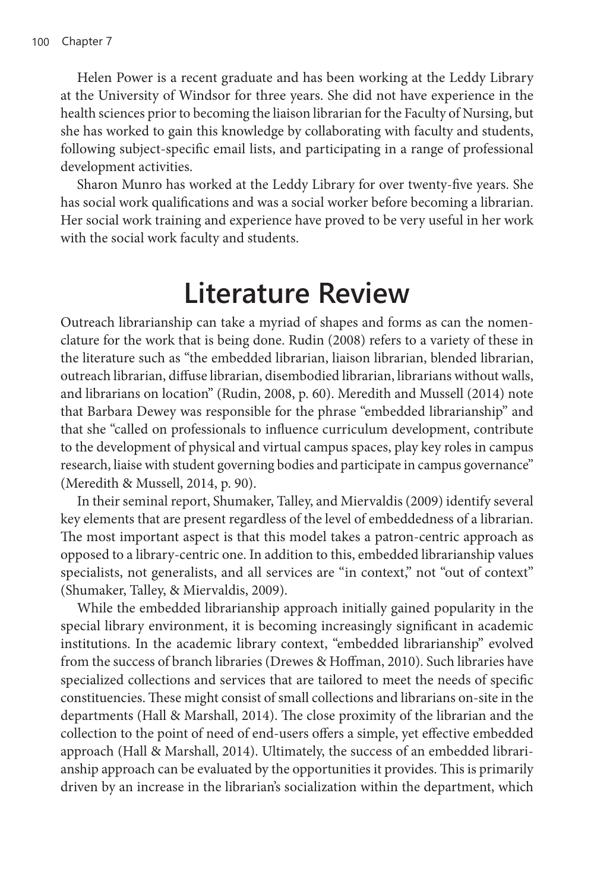Helen Power is a recent graduate and has been working at the Leddy Library at the University of Windsor for three years. She did not have experience in the health sciences prior to becoming the liaison librarian for the Faculty of Nursing, but she has worked to gain this knowledge by collaborating with faculty and students, following subject-specific email lists, and participating in a range of professional development activities.

Sharon Munro has worked at the Leddy Library for over twenty-five years. She has social work qualifications and was a social worker before becoming a librarian. Her social work training and experience have proved to be very useful in her work with the social work faculty and students.

# Literature Review

Outreach librarianship can take a myriad of shapes and forms as can the nomenclature for the work that is being done. Rudin (2008) refers to a variety of these in the literature such as "the embedded librarian, liaison librarian, blended librarian, outreach librarian, diffuse librarian, disembodied librarian, librarians without walls, and librarians on location" (Rudin, 2008, p. 60). Meredith and Mussell (2014) note that Barbara Dewey was responsible for the phrase "embedded librarianship" and that she "called on professionals to influence curriculum development, contribute to the development of physical and virtual campus spaces, play key roles in campus research, liaise with student governing bodies and participate in campus governance" (Meredith & Mussell, 2014, p. 90).

In their seminal report, Shumaker, Talley, and Miervaldis (2009) identify several key elements that are present regardless of the level of embeddedness of a librarian. The most important aspect is that this model takes a patron-centric approach as opposed to a library-centric one. In addition to this, embedded librarianship values specialists, not generalists, and all services are "in context," not "out of context" (Shumaker, Talley, & Miervaldis, 2009).

While the embedded librarianship approach initially gained popularity in the special library environment, it is becoming increasingly significant in academic institutions. In the academic library context, "embedded librarianship" evolved from the success of branch libraries (Drewes & Hoffman, 2010). Such libraries have specialized collections and services that are tailored to meet the needs of specific constituencies. These might consist of small collections and librarians on-site in the departments (Hall & Marshall, 2014). The close proximity of the librarian and the collection to the point of need of end-users offers a simple, yet effective embedded approach (Hall & Marshall, 2014). Ultimately, the success of an embedded librarianship approach can be evaluated by the opportunities it provides. This is primarily driven by an increase in the librarian's socialization within the department, which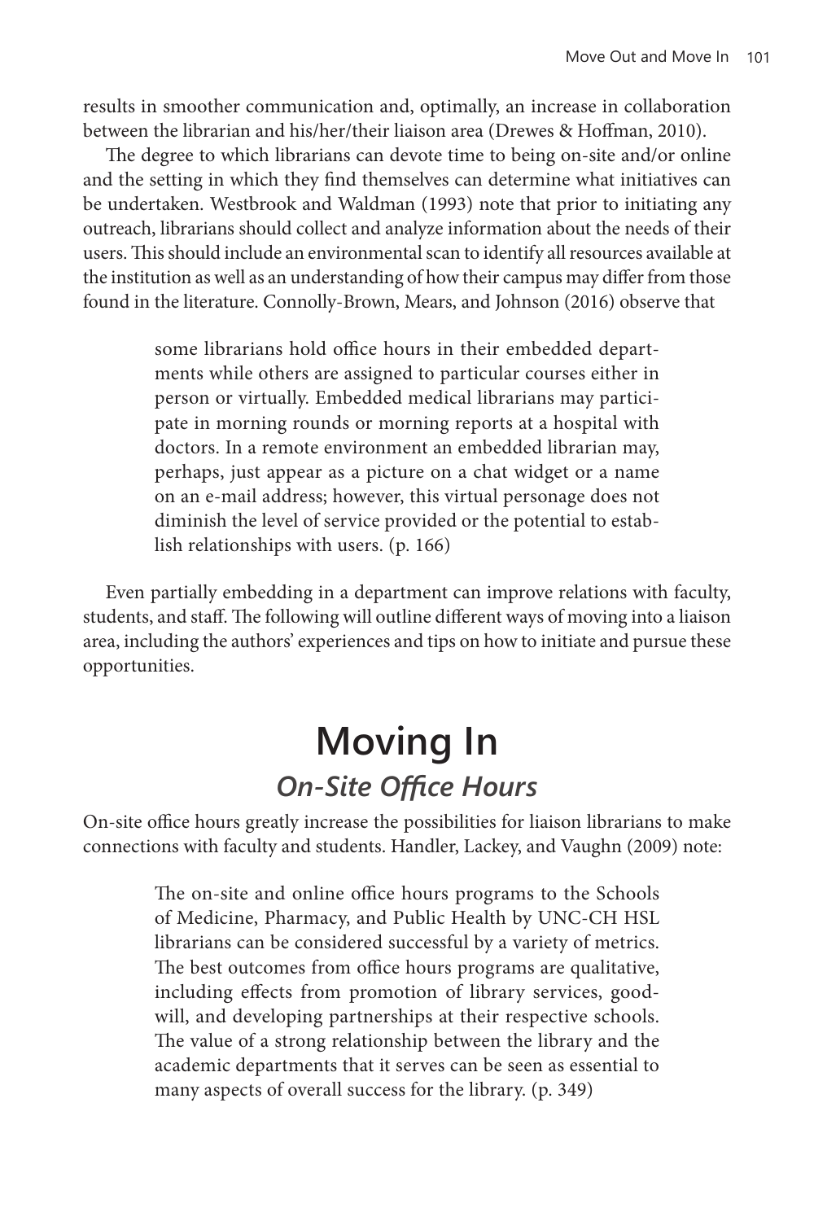results in smoother communication and, optimally, an increase in collaboration between the librarian and his/her/their liaison area (Drewes & Hoffman, 2010).

The degree to which librarians can devote time to being on-site and/or online and the setting in which they find themselves can determine what initiatives can be undertaken. Westbrook and Waldman (1993) note that prior to initiating any outreach, librarians should collect and analyze information about the needs of their users. This should include an environmental scan to identify all resources available at the institution as well as an understanding of how their campus may differ from those found in the literature. Connolly-Brown, Mears, and Johnson (2016) observe that

> some librarians hold office hours in their embedded departments while others are assigned to particular courses either in person or virtually. Embedded medical librarians may participate in morning rounds or morning reports at a hospital with doctors. In a remote environment an embedded librarian may, perhaps, just appear as a picture on a chat widget or a name on an e-mail address; however, this virtual personage does not diminish the level of service provided or the potential to establish relationships with users. (p. 166)

Even partially embedding in a department can improve relations with faculty, students, and staff. The following will outline different ways of moving into a liaison area, including the authors' experiences and tips on how to initiate and pursue these opportunities.

# Moving In

## *On-Site Office Hours*

On-site office hours greatly increase the possibilities for liaison librarians to make connections with faculty and students. Handler, Lackey, and Vaughn (2009) note:

> The on-site and online office hours programs to the Schools of Medicine, Pharmacy, and Public Health by UNC-CH HSL librarians can be considered successful by a variety of metrics. The best outcomes from office hours programs are qualitative, including effects from promotion of library services, goodwill, and developing partnerships at their respective schools. The value of a strong relationship between the library and the academic departments that it serves can be seen as essential to many aspects of overall success for the library. (p. 349)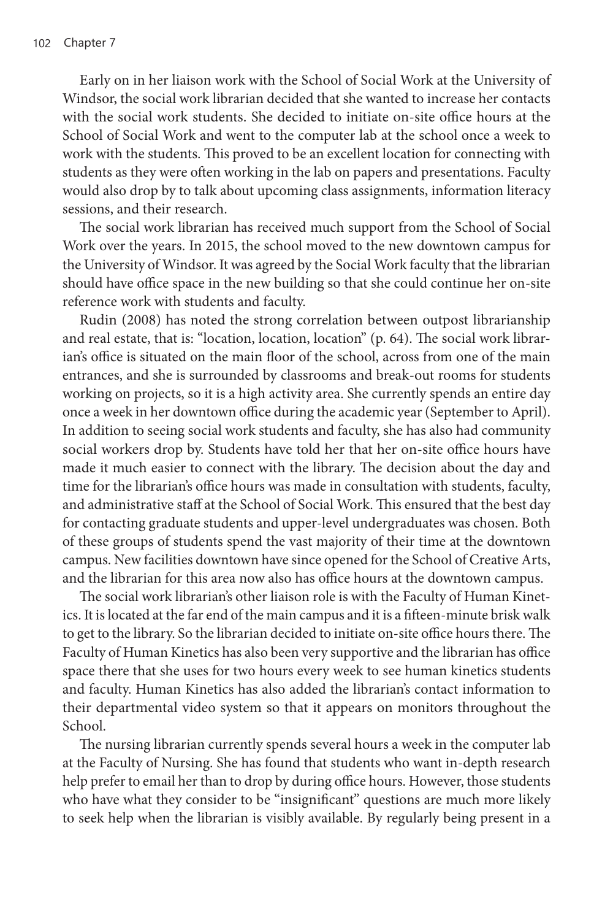Early on in her liaison work with the School of Social Work at the University of Windsor, the social work librarian decided that she wanted to increase her contacts with the social work students. She decided to initiate on-site office hours at the School of Social Work and went to the computer lab at the school once a week to work with the students. This proved to be an excellent location for connecting with students as they were often working in the lab on papers and presentations. Faculty would also drop by to talk about upcoming class assignments, information literacy sessions, and their research.

The social work librarian has received much support from the School of Social Work over the years. In 2015, the school moved to the new downtown campus for the University of Windsor. It was agreed by the Social Work faculty that the librarian should have office space in the new building so that she could continue her on-site reference work with students and faculty.

Rudin (2008) has noted the strong correlation between outpost librarianship and real estate, that is: "location, location, location" (p. 64). The social work librarian's office is situated on the main floor of the school, across from one of the main entrances, and she is surrounded by classrooms and break-out rooms for students working on projects, so it is a high activity area. She currently spends an entire day once a week in her downtown office during the academic year (September to April). In addition to seeing social work students and faculty, she has also had community social workers drop by. Students have told her that her on-site office hours have made it much easier to connect with the library. The decision about the day and time for the librarian's office hours was made in consultation with students, faculty, and administrative staff at the School of Social Work. This ensured that the best day for contacting graduate students and upper-level undergraduates was chosen. Both of these groups of students spend the vast majority of their time at the downtown campus. New facilities downtown have since opened for the School of Creative Arts, and the librarian for this area now also has office hours at the downtown campus.

The social work librarian's other liaison role is with the Faculty of Human Kinetics. It is located at the far end of the main campus and it is a fifteen-minute brisk walk to get to the library. So the librarian decided to initiate on-site office hours there. The Faculty of Human Kinetics has also been very supportive and the librarian has office space there that she uses for two hours every week to see human kinetics students and faculty. Human Kinetics has also added the librarian's contact information to their departmental video system so that it appears on monitors throughout the School.

The nursing librarian currently spends several hours a week in the computer lab at the Faculty of Nursing. She has found that students who want in-depth research help prefer to email her than to drop by during office hours. However, those students who have what they consider to be "insignificant" questions are much more likely to seek help when the librarian is visibly available. By regularly being present in a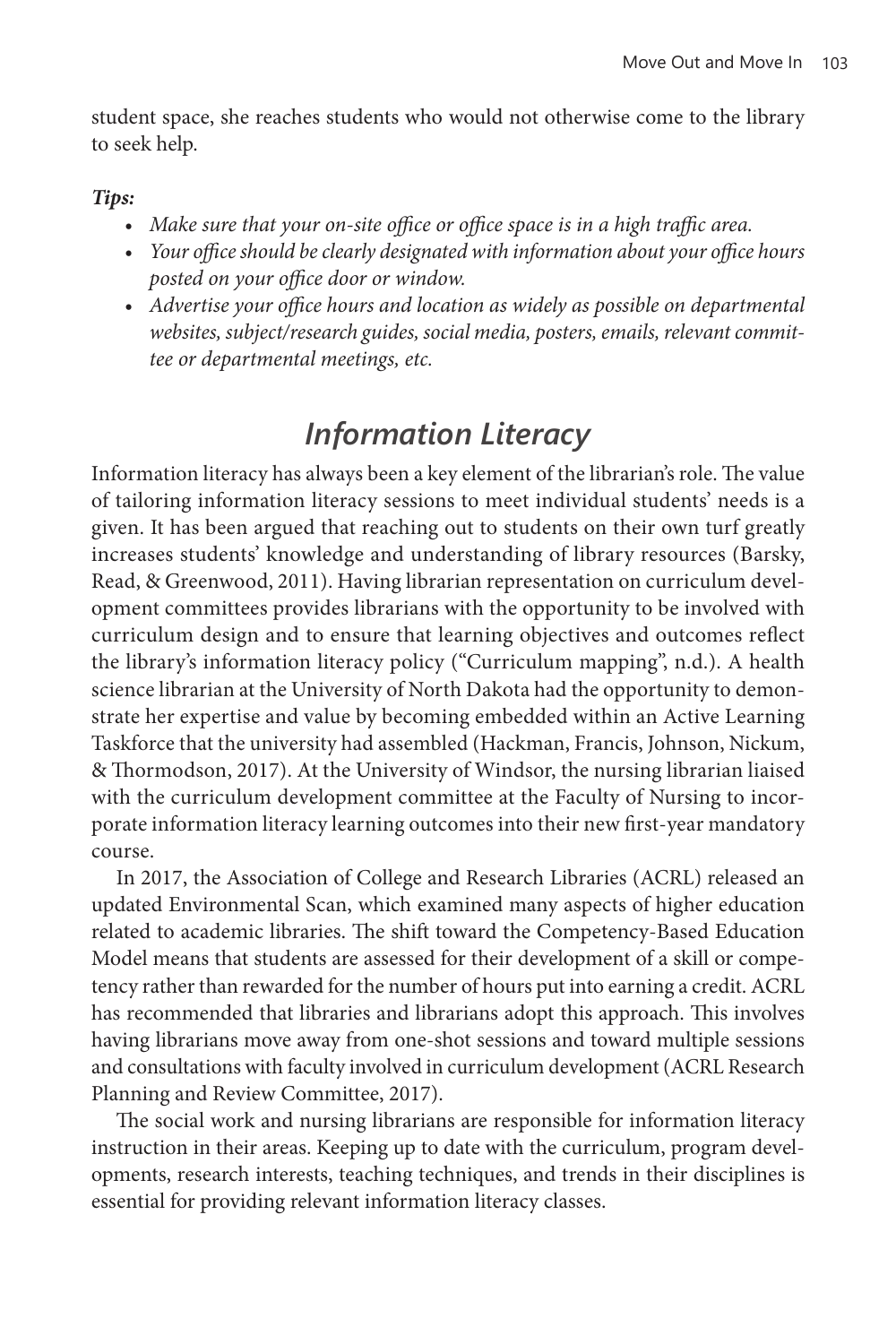student space, she reaches students who would not otherwise come to the library to seek help.

***Tips:***

- *Make sure that your on-site office or office space is in a high traffic area.*
- *Your office should be clearly designated with information about your office hours posted on your office door or window.*
- *Advertise your office hours and location as widely as possible on departmental websites, subject/research guides, social media, posters, emails, relevant committee or departmental meetings, etc.*

## *Information Literacy*

Information literacy has always been a key element of the librarian's role. The value of tailoring information literacy sessions to meet individual students' needs is a given. It has been argued that reaching out to students on their own turf greatly increases students' knowledge and understanding of library resources (Barsky, Read, & Greenwood, 2011). Having librarian representation on curriculum development committees provides librarians with the opportunity to be involved with curriculum design and to ensure that learning objectives and outcomes reflect the library's information literacy policy ("Curriculum mapping", n.d.). A health science librarian at the University of North Dakota had the opportunity to demonstrate her expertise and value by becoming embedded within an Active Learning Taskforce that the university had assembled (Hackman, Francis, Johnson, Nickum, & Thormodson, 2017). At the University of Windsor, the nursing librarian liaised with the curriculum development committee at the Faculty of Nursing to incorporate information literacy learning outcomes into their new first-year mandatory course.

In 2017, the Association of College and Research Libraries (ACRL) released an updated Environmental Scan, which examined many aspects of higher education related to academic libraries. The shift toward the Competency-Based Education Model means that students are assessed for their development of a skill or competency rather than rewarded for the number of hours put into earning a credit. ACRL has recommended that libraries and librarians adopt this approach. This involves having librarians move away from one-shot sessions and toward multiple sessions and consultations with faculty involved in curriculum development (ACRL Research Planning and Review Committee, 2017).

The social work and nursing librarians are responsible for information literacy instruction in their areas. Keeping up to date with the curriculum, program developments, research interests, teaching techniques, and trends in their disciplines is essential for providing relevant information literacy classes.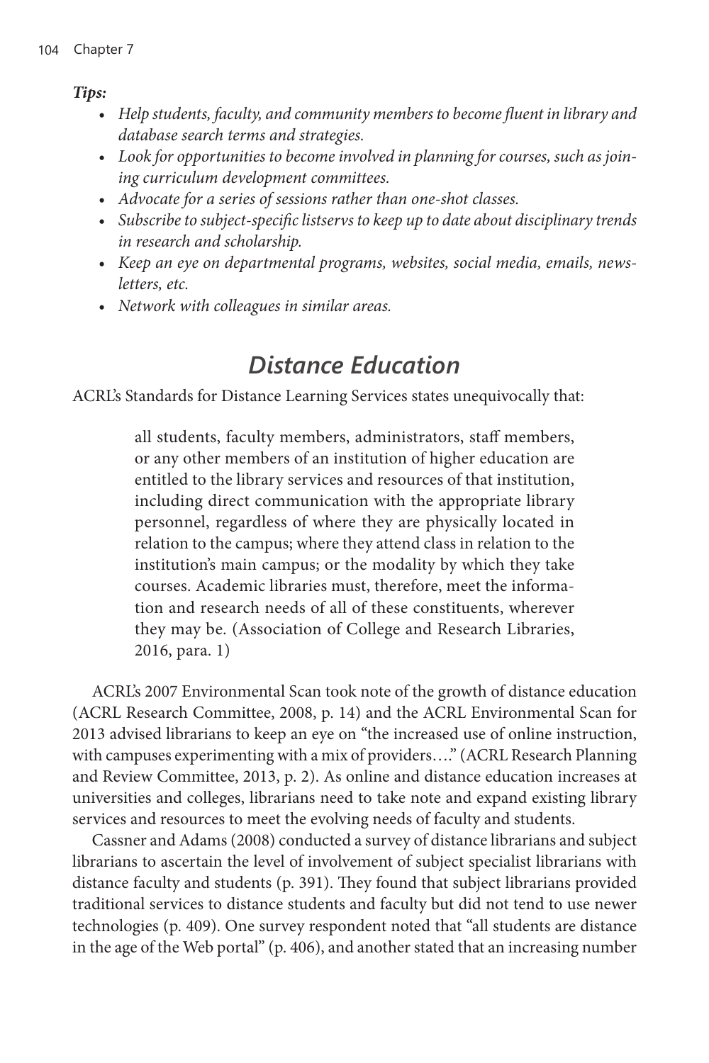***Tips:***

- *Help students, faculty, and community members to become fluent in library and database search terms and strategies.*
- *Look for opportunities to become involved in planning for courses, such as joining curriculum development committees.*
- *Advocate for a series of sessions rather than one-shot classes.*
- *Subscribe to subject-specific listservs to keep up to date about disciplinary trends in research and scholarship.*
- *Keep an eye on departmental programs, websites, social media, emails, newsletters, etc.*
- *Network with colleagues in similar areas.*

## *Distance Education*

ACRL's Standards for Distance Learning Services states unequivocally that:

> all students, faculty members, administrators, staff members, or any other members of an institution of higher education are entitled to the library services and resources of that institution, including direct communication with the appropriate library personnel, regardless of where they are physically located in relation to the campus; where they attend class in relation to the institution's main campus; or the modality by which they take courses. Academic libraries must, therefore, meet the information and research needs of all of these constituents, wherever they may be. (Association of College and Research Libraries, 2016, para. 1)

ACRL's 2007 Environmental Scan took note of the growth of distance education (ACRL Research Committee, 2008, p. 14) and the ACRL Environmental Scan for 2013 advised librarians to keep an eye on "the increased use of online instruction, with campuses experimenting with a mix of providers…." (ACRL Research Planning and Review Committee, 2013, p. 2). As online and distance education increases at universities and colleges, librarians need to take note and expand existing library services and resources to meet the evolving needs of faculty and students.

Cassner and Adams (2008) conducted a survey of distance librarians and subject librarians to ascertain the level of involvement of subject specialist librarians with distance faculty and students (p. 391). They found that subject librarians provided traditional services to distance students and faculty but did not tend to use newer technologies (p. 409). One survey respondent noted that "all students are distance in the age of the Web portal" (p. 406), and another stated that an increasing number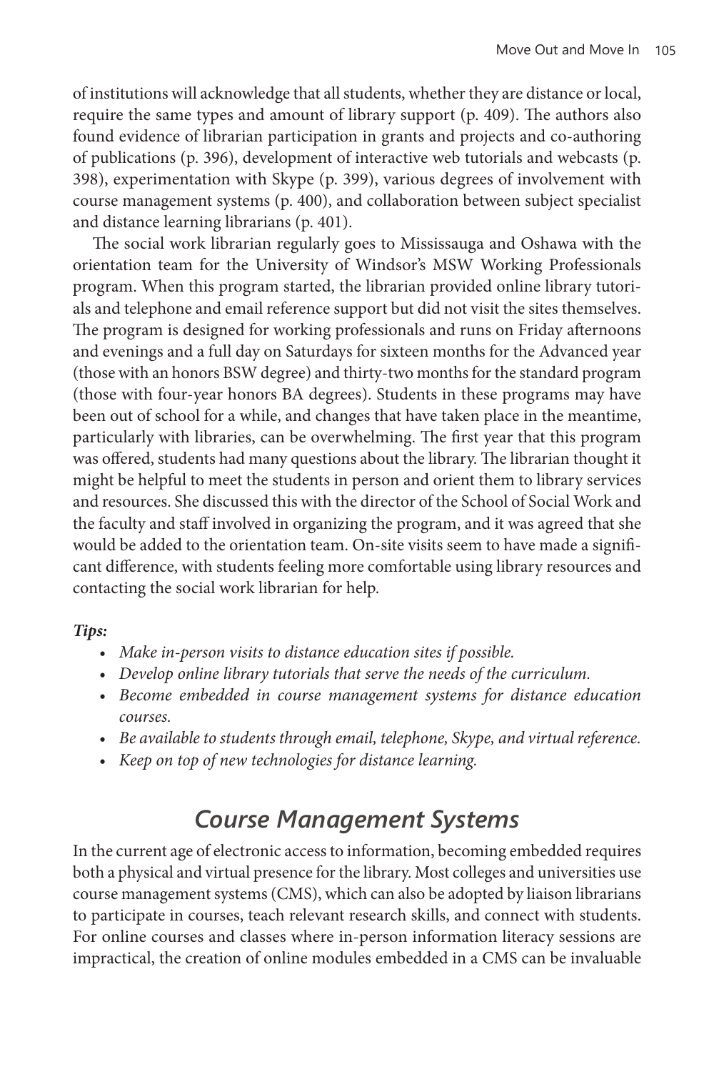of institutions will acknowledge that all students, whether they are distance or local, require the same types and amount of library support (p. 409). The authors also found evidence of librarian participation in grants and projects and co-authoring of publications (p. 396), development of interactive web tutorials and webcasts (p. 398), experimentation with Skype (p. 399), various degrees of involvement with course management systems (p. 400), and collaboration between subject specialist and distance learning librarians (p. 401).

The social work librarian regularly goes to Mississauga and Oshawa with the orientation team for the University of Windsor's MSW Working Professionals program. When this program started, the librarian provided online library tutorials and telephone and email reference support but did not visit the sites themselves. The program is designed for working professionals and runs on Friday afternoons and evenings and a full day on Saturdays for sixteen months for the Advanced year (those with an honors BSW degree) and thirty-two months for the standard program (those with four-year honors BA degrees). Students in these programs may have been out of school for a while, and changes that have taken place in the meantime, particularly with libraries, can be overwhelming. The first year that this program was offered, students had many questions about the library. The librarian thought it might be helpful to meet the students in person and orient them to library services and resources. She discussed this with the director of the School of Social Work and the faculty and staff involved in organizing the program, and it was agreed that she would be added to the orientation team. On-site visits seem to have made a significant difference, with students feeling more comfortable using library resources and contacting the social work librarian for help.

***Tips:***

- *Make in-person visits to distance education sites if possible.*
- *Develop online library tutorials that serve the needs of the curriculum.*
- *Become embedded in course management systems for distance education courses.*
- *Be available to students through email, telephone, Skype, and virtual reference.*
- *Keep on top of new technologies for distance learning.*

## *Course Management Systems*

In the current age of electronic access to information, becoming embedded requires both a physical and virtual presence for the library. Most colleges and universities use course management systems (CMS), which can also be adopted by liaison librarians to participate in courses, teach relevant research skills, and connect with students. For online courses and classes where in-person information literacy sessions are impractical, the creation of online modules embedded in a CMS can be invaluable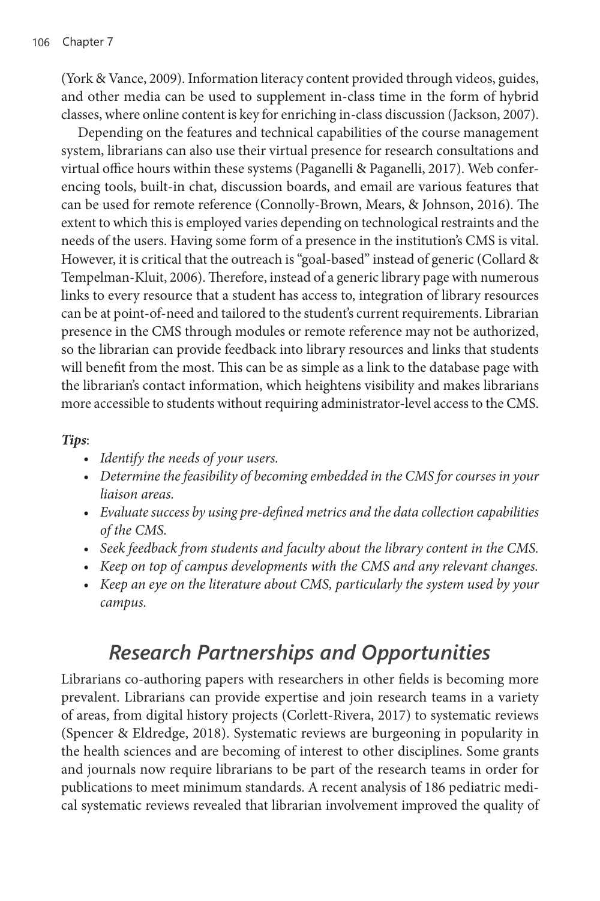(York & Vance, 2009). Information literacy content provided through videos, guides, and other media can be used to supplement in-class time in the form of hybrid classes, where online content is key for enriching in-class discussion (Jackson, 2007).

Depending on the features and technical capabilities of the course management system, librarians can also use their virtual presence for research consultations and virtual office hours within these systems (Paganelli & Paganelli, 2017). Web conferencing tools, built-in chat, discussion boards, and email are various features that can be used for remote reference (Connolly-Brown, Mears, & Johnson, 2016). The extent to which this is employed varies depending on technological restraints and the needs of the users. Having some form of a presence in the institution's CMS is vital. However, it is critical that the outreach is "goal-based" instead of generic (Collard & Tempelman-Kluit, 2006). Therefore, instead of a generic library page with numerous links to every resource that a student has access to, integration of library resources can be at point-of-need and tailored to the student's current requirements. Librarian presence in the CMS through modules or remote reference may not be authorized, so the librarian can provide feedback into library resources and links that students will benefit from the most. This can be as simple as a link to the database page with the librarian's contact information, which heightens visibility and makes librarians more accessible to students without requiring administrator-level access to the CMS.

***Tips***:

- *Identify the needs of your users.*
- *Determine the feasibility of becoming embedded in the CMS for courses in your liaison areas.*
- *Evaluate success by using pre-defined metrics and the data collection capabilities of the CMS.*
- *Seek feedback from students and faculty about the library content in the CMS.*
- *Keep on top of campus developments with the CMS and any relevant changes.*
- *Keep an eye on the literature about CMS, particularly the system used by your campus.*

## *Research Partnerships and Opportunities*

Librarians co-authoring papers with researchers in other fields is becoming more prevalent. Librarians can provide expertise and join research teams in a variety of areas, from digital history projects (Corlett-Rivera, 2017) to systematic reviews (Spencer & Eldredge, 2018). Systematic reviews are burgeoning in popularity in the health sciences and are becoming of interest to other disciplines. Some grants and journals now require librarians to be part of the research teams in order for publications to meet minimum standards. A recent analysis of 186 pediatric medical systematic reviews revealed that librarian involvement improved the quality of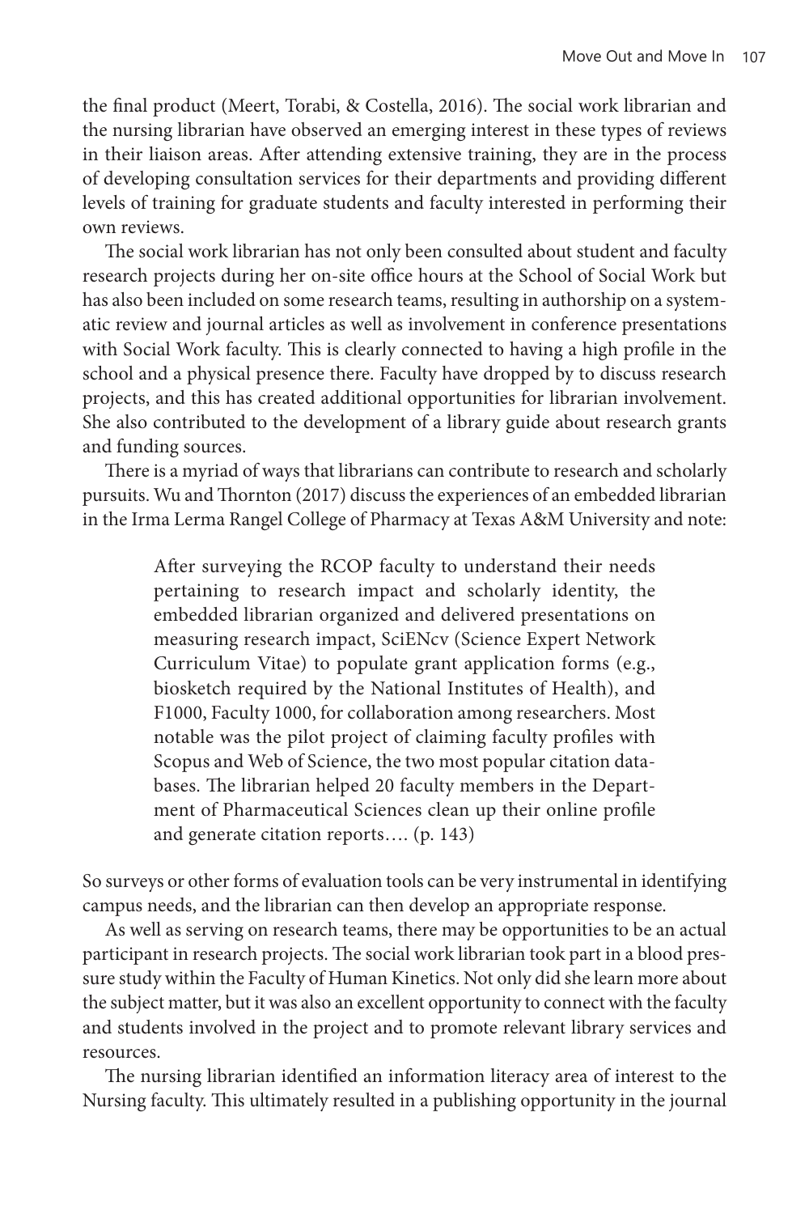the final product (Meert, Torabi, & Costella, 2016). The social work librarian and the nursing librarian have observed an emerging interest in these types of reviews in their liaison areas. After attending extensive training, they are in the process of developing consultation services for their departments and providing different levels of training for graduate students and faculty interested in performing their own reviews.

The social work librarian has not only been consulted about student and faculty research projects during her on-site office hours at the School of Social Work but has also been included on some research teams, resulting in authorship on a systematic review and journal articles as well as involvement in conference presentations with Social Work faculty. This is clearly connected to having a high profile in the school and a physical presence there. Faculty have dropped by to discuss research projects, and this has created additional opportunities for librarian involvement. She also contributed to the development of a library guide about research grants and funding sources.

There is a myriad of ways that librarians can contribute to research and scholarly pursuits. Wu and Thornton (2017) discuss the experiences of an embedded librarian in the Irma Lerma Rangel College of Pharmacy at Texas A&M University and note:

> After surveying the RCOP faculty to understand their needs pertaining to research impact and scholarly identity, the embedded librarian organized and delivered presentations on measuring research impact, SciENcv (Science Expert Network Curriculum Vitae) to populate grant application forms (e.g., biosketch required by the National Institutes of Health), and F1000, Faculty 1000, for collaboration among researchers. Most notable was the pilot project of claiming faculty profiles with Scopus and Web of Science, the two most popular citation databases. The librarian helped 20 faculty members in the Department of Pharmaceutical Sciences clean up their online profile and generate citation reports…. (p. 143)

So surveys or other forms of evaluation tools can be very instrumental in identifying campus needs, and the librarian can then develop an appropriate response.

As well as serving on research teams, there may be opportunities to be an actual participant in research projects. The social work librarian took part in a blood pressure study within the Faculty of Human Kinetics. Not only did she learn more about the subject matter, but it was also an excellent opportunity to connect with the faculty and students involved in the project and to promote relevant library services and resources.

The nursing librarian identified an information literacy area of interest to the Nursing faculty. This ultimately resulted in a publishing opportunity in the journal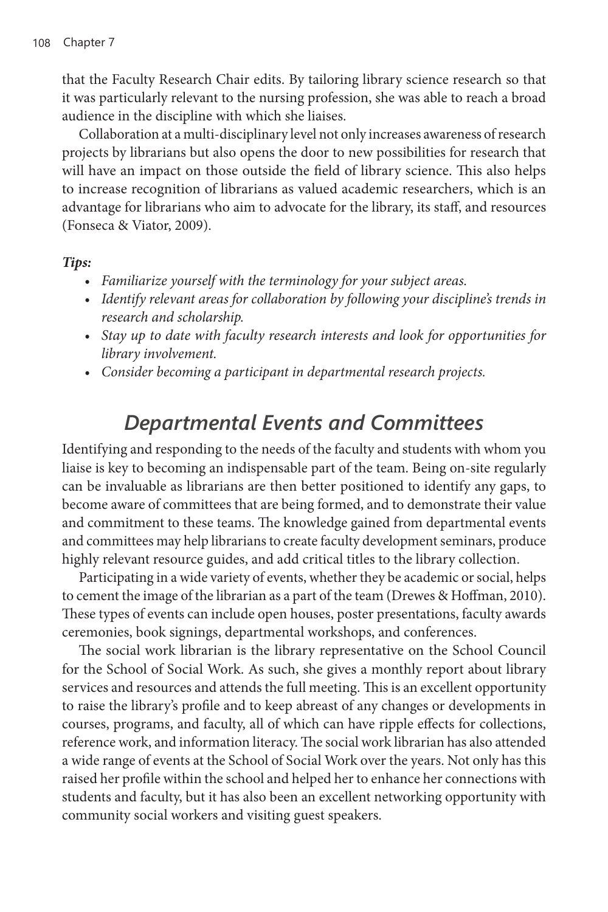that the Faculty Research Chair edits. By tailoring library science research so that it was particularly relevant to the nursing profession, she was able to reach a broad audience in the discipline with which she liaises.

Collaboration at a multi-disciplinary level not only increases awareness of research projects by librarians but also opens the door to new possibilities for research that will have an impact on those outside the field of library science. This also helps to increase recognition of librarians as valued academic researchers, which is an advantage for librarians who aim to advocate for the library, its staff, and resources (Fonseca & Viator, 2009).

***Tips:***

- *Familiarize yourself with the terminology for your subject areas.*
- *Identify relevant areas for collaboration by following your discipline's trends in research and scholarship.*
- *Stay up to date with faculty research interests and look for opportunities for library involvement.*
- *Consider becoming a participant in departmental research projects.*

## *Departmental Events and Committees*

Identifying and responding to the needs of the faculty and students with whom you liaise is key to becoming an indispensable part of the team. Being on-site regularly can be invaluable as librarians are then better positioned to identify any gaps, to become aware of committees that are being formed, and to demonstrate their value and commitment to these teams. The knowledge gained from departmental events and committees may help librarians to create faculty development seminars, produce highly relevant resource guides, and add critical titles to the library collection.

Participating in a wide variety of events, whether they be academic or social, helps to cement the image of the librarian as a part of the team (Drewes & Hoffman, 2010). These types of events can include open houses, poster presentations, faculty awards ceremonies, book signings, departmental workshops, and conferences.

The social work librarian is the library representative on the School Council for the School of Social Work. As such, she gives a monthly report about library services and resources and attends the full meeting. This is an excellent opportunity to raise the library's profile and to keep abreast of any changes or developments in courses, programs, and faculty, all of which can have ripple effects for collections, reference work, and information literacy. The social work librarian has also attended a wide range of events at the School of Social Work over the years. Not only has this raised her profile within the school and helped her to enhance her connections with students and faculty, but it has also been an excellent networking opportunity with community social workers and visiting guest speakers.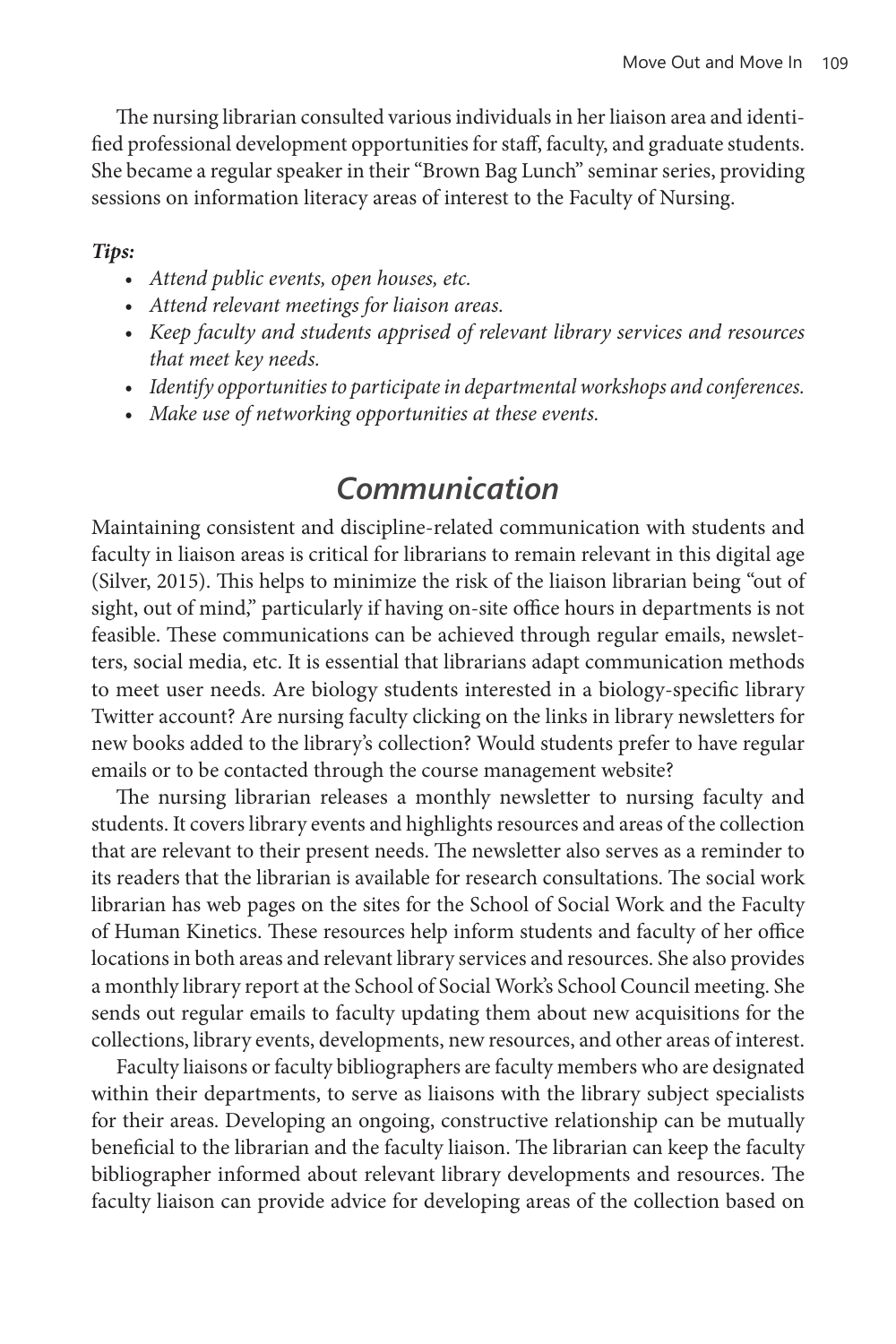The nursing librarian consulted various individuals in her liaison area and identified professional development opportunities for staff, faculty, and graduate students. She became a regular speaker in their "Brown Bag Lunch" seminar series, providing sessions on information literacy areas of interest to the Faculty of Nursing.

***Tips:***

- *Attend public events, open houses, etc.*
- *Attend relevant meetings for liaison areas.*
- *Keep faculty and students apprised of relevant library services and resources that meet key needs.*
- *Identify opportunities to participate in departmental workshops and conferences.*
- *Make use of networking opportunities at these events.*

## *Communication*

Maintaining consistent and discipline-related communication with students and faculty in liaison areas is critical for librarians to remain relevant in this digital age (Silver, 2015). This helps to minimize the risk of the liaison librarian being "out of sight, out of mind," particularly if having on-site office hours in departments is not feasible. These communications can be achieved through regular emails, newsletters, social media, etc. It is essential that librarians adapt communication methods to meet user needs. Are biology students interested in a biology-specific library Twitter account? Are nursing faculty clicking on the links in library newsletters for new books added to the library's collection? Would students prefer to have regular emails or to be contacted through the course management website?

The nursing librarian releases a monthly newsletter to nursing faculty and students. It covers library events and highlights resources and areas of the collection that are relevant to their present needs. The newsletter also serves as a reminder to its readers that the librarian is available for research consultations. The social work librarian has web pages on the sites for the School of Social Work and the Faculty of Human Kinetics. These resources help inform students and faculty of her office locations in both areas and relevant library services and resources. She also provides a monthly library report at the School of Social Work's School Council meeting. She sends out regular emails to faculty updating them about new acquisitions for the collections, library events, developments, new resources, and other areas of interest.

Faculty liaisons or faculty bibliographers are faculty members who are designated within their departments, to serve as liaisons with the library subject specialists for their areas. Developing an ongoing, constructive relationship can be mutually beneficial to the librarian and the faculty liaison. The librarian can keep the faculty bibliographer informed about relevant library developments and resources. The faculty liaison can provide advice for developing areas of the collection based on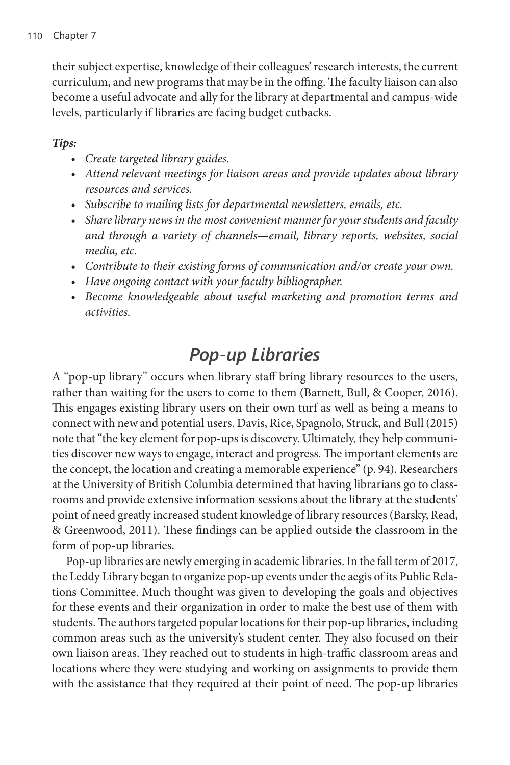their subject expertise, knowledge of their colleagues' research interests, the current curriculum, and new programs that may be in the offing. The faculty liaison can also become a useful advocate and ally for the library at departmental and campus-wide levels, particularly if libraries are facing budget cutbacks.

***Tips:***

- *Create targeted library guides.*
- *Attend relevant meetings for liaison areas and provide updates about library resources and services.*
- *Subscribe to mailing lists for departmental newsletters, emails, etc.*
- *Share library news in the most convenient manner for your students and faculty and through a variety of channels—email, library reports, websites, social media, etc.*
- *Contribute to their existing forms of communication and/or create your own.*
- *Have ongoing contact with your faculty bibliographer.*
- *Become knowledgeable about useful marketing and promotion terms and activities.*

## *Pop-up Libraries*

A "pop-up library" occurs when library staff bring library resources to the users, rather than waiting for the users to come to them (Barnett, Bull, & Cooper, 2016). This engages existing library users on their own turf as well as being a means to connect with new and potential users. Davis, Rice, Spagnolo, Struck, and Bull (2015) note that "the key element for pop-ups is discovery. Ultimately, they help communities discover new ways to engage, interact and progress. The important elements are the concept, the location and creating a memorable experience" (p. 94). Researchers at the University of British Columbia determined that having librarians go to classrooms and provide extensive information sessions about the library at the students' point of need greatly increased student knowledge of library resources (Barsky, Read, & Greenwood, 2011). These findings can be applied outside the classroom in the form of pop-up libraries.

Pop-up libraries are newly emerging in academic libraries. In the fall term of 2017, the Leddy Library began to organize pop-up events under the aegis of its Public Relations Committee. Much thought was given to developing the goals and objectives for these events and their organization in order to make the best use of them with students. The authors targeted popular locations for their pop-up libraries, including common areas such as the university's student center. They also focused on their own liaison areas. They reached out to students in high-traffic classroom areas and locations where they were studying and working on assignments to provide them with the assistance that they required at their point of need. The pop-up libraries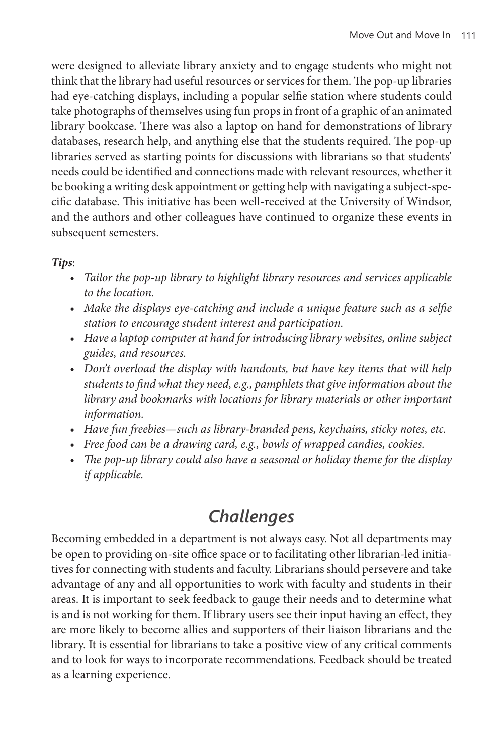were designed to alleviate library anxiety and to engage students who might not think that the library had useful resources or services for them. The pop-up libraries had eye-catching displays, including a popular selfie station where students could take photographs of themselves using fun props in front of a graphic of an animated library bookcase. There was also a laptop on hand for demonstrations of library databases, research help, and anything else that the students required. The pop-up libraries served as starting points for discussions with librarians so that students' needs could be identified and connections made with relevant resources, whether it be booking a writing desk appointment or getting help with navigating a subject-specific database. This initiative has been well-received at the University of Windsor, and the authors and other colleagues have continued to organize these events in subsequent semesters.

***Tips***:

- *Tailor the pop-up library to highlight library resources and services applicable to the location.*
- *Make the displays eye-catching and include a unique feature such as a selfie station to encourage student interest and participation.*
- *Have a laptop computer at hand for introducing library websites, online subject guides, and resources.*
- *Don't overload the display with handouts, but have key items that will help students to find what they need, e.g., pamphlets that give information about the library and bookmarks with locations for library materials or other important information.*
- *Have fun freebies—such as library-branded pens, keychains, sticky notes, etc.*
- *Free food can be a drawing card, e.g., bowls of wrapped candies, cookies.*
- *The pop-up library could also have a seasonal or holiday theme for the display if applicable.*

## *Challenges*

Becoming embedded in a department is not always easy. Not all departments may be open to providing on-site office space or to facilitating other librarian-led initiatives for connecting with students and faculty. Librarians should persevere and take advantage of any and all opportunities to work with faculty and students in their areas. It is important to seek feedback to gauge their needs and to determine what is and is not working for them. If library users see their input having an effect, they are more likely to become allies and supporters of their liaison librarians and the library. It is essential for librarians to take a positive view of any critical comments and to look for ways to incorporate recommendations. Feedback should be treated as a learning experience.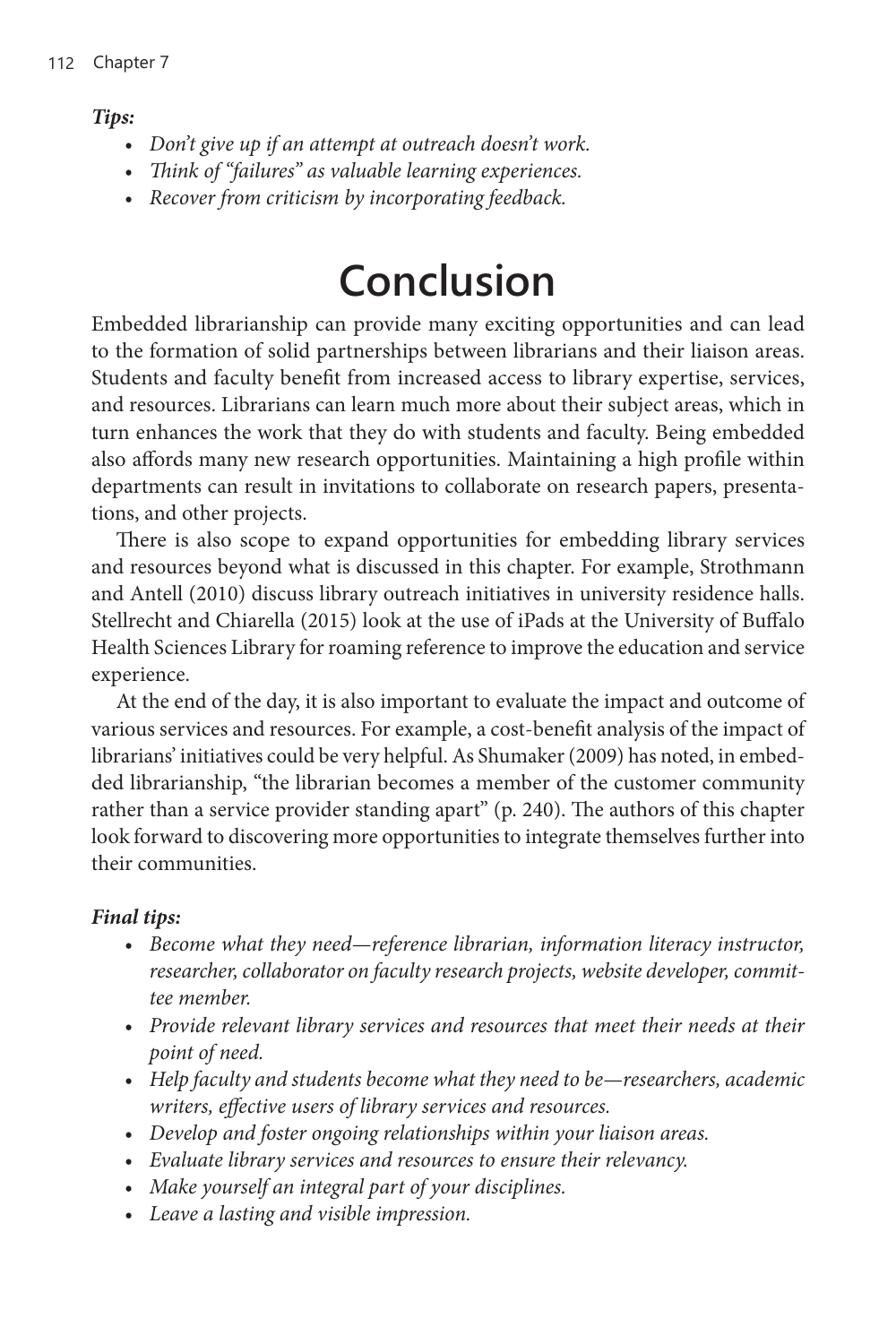***Tips:***

- *Don't give up if an attempt at outreach doesn't work.*
- *Think of "failures" as valuable learning experiences.*
- *Recover from criticism by incorporating feedback.*

# Conclusion

Embedded librarianship can provide many exciting opportunities and can lead to the formation of solid partnerships between librarians and their liaison areas. Students and faculty benefit from increased access to library expertise, services, and resources. Librarians can learn much more about their subject areas, which in turn enhances the work that they do with students and faculty. Being embedded also affords many new research opportunities. Maintaining a high profile within departments can result in invitations to collaborate on research papers, presentations, and other projects.

There is also scope to expand opportunities for embedding library services and resources beyond what is discussed in this chapter. For example, Strothmann and Antell (2010) discuss library outreach initiatives in university residence halls. Stellrecht and Chiarella (2015) look at the use of iPads at the University of Buffalo Health Sciences Library for roaming reference to improve the education and service experience.

At the end of the day, it is also important to evaluate the impact and outcome of various services and resources. For example, a cost-benefit analysis of the impact of librarians' initiatives could be very helpful. As Shumaker (2009) has noted, in embedded librarianship, "the librarian becomes a member of the customer community rather than a service provider standing apart" (p. 240). The authors of this chapter look forward to discovering more opportunities to integrate themselves further into their communities.

***Final tips:***

- *Become what they need—reference librarian, information literacy instructor, researcher, collaborator on faculty research projects, website developer, committee member.*
- *Provide relevant library services and resources that meet their needs at their point of need.*
- *Help faculty and students become what they need to be—researchers, academic writers, effective users of library services and resources.*
- *Develop and foster ongoing relationships within your liaison areas.*
- *Evaluate library services and resources to ensure their relevancy.*
- *Make yourself an integral part of your disciplines.*
- *Leave a lasting and visible impression.*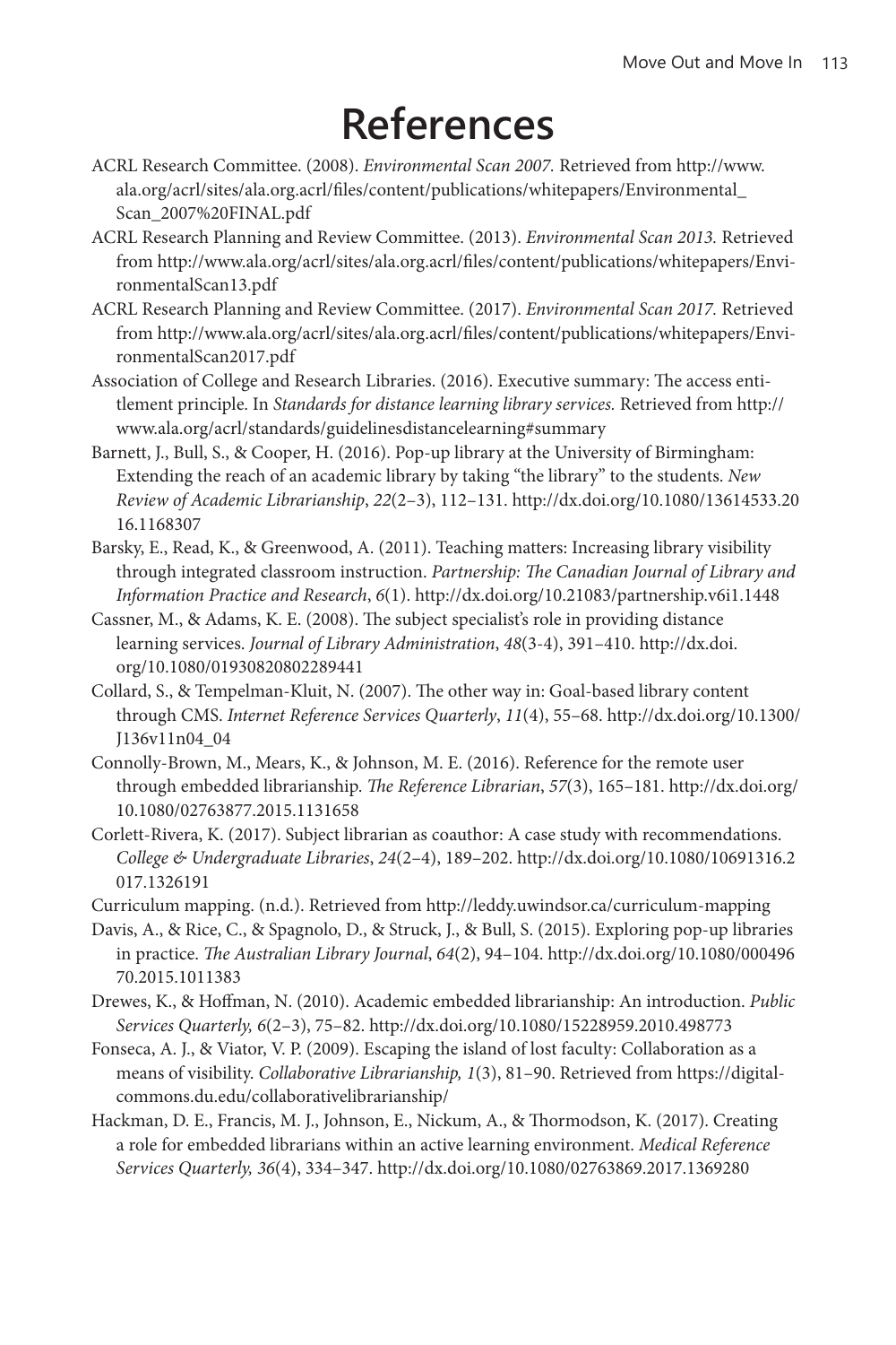# References

ACRL Research Committee. (2008). *Environmental Scan 2007.* Retrieved from http://www.ala.org/acrl/sites/ala.org.acrl/files/content/publications/whitepapers/Environmental_Scan_2007%20FINAL.pdf

ACRL Research Planning and Review Committee. (2013). *Environmental Scan 2013.* Retrieved from http://www.ala.org/acrl/sites/ala.org.acrl/files/content/publications/whitepapers/EnvironmentalScan13.pdf

ACRL Research Planning and Review Committee. (2017). *Environmental Scan 2017.* Retrieved from http://www.ala.org/acrl/sites/ala.org.acrl/files/content/publications/whitepapers/EnvironmentalScan2017.pdf

Association of College and Research Libraries. (2016). Executive summary: The access entitlement principle. In *Standards for distance learning library services.* Retrieved from http://www.ala.org/acrl/standards/guidelinesdistancelearning#summary

Barnett, J., Bull, S., & Cooper, H. (2016). Pop-up library at the University of Birmingham: Extending the reach of an academic library by taking "the library" to the students. *New Review of Academic Librarianship*, *22*(2–3), 112–131. http://dx.doi.org/10.1080/13614533.2016.1168307

Barsky, E., Read, K., & Greenwood, A. (2011). Teaching matters: Increasing library visibility through integrated classroom instruction. *Partnership: The Canadian Journal of Library and Information Practice and Research*, *6*(1). http://dx.doi.org/10.21083/partnership.v6i1.1448

Cassner, M., & Adams, K. E. (2008). The subject specialist's role in providing distance learning services. *Journal of Library Administration*, *48*(3-4), 391–410. http://dx.doi.org/10.1080/01930820802289441

Collard, S., & Tempelman-Kluit, N. (2007). The other way in: Goal-based library content through CMS. *Internet Reference Services Quarterly*, *11*(4), 55–68. http://dx.doi.org/10.1300/J136v11n04_04

Connolly-Brown, M., Mears, K., & Johnson, M. E. (2016). Reference for the remote user through embedded librarianship. *The Reference Librarian*, *57*(3), 165–181. http://dx.doi.org/10.1080/02763877.2015.1131658

Corlett-Rivera, K. (2017). Subject librarian as coauthor: A case study with recommendations. *College & Undergraduate Libraries*, *24*(2–4), 189–202. http://dx.doi.org/10.1080/10691316.2017.1326191

Curriculum mapping. (n.d.). Retrieved from http://leddy.uwindsor.ca/curriculum-mapping

Davis, A., & Rice, C., & Spagnolo, D., & Struck, J., & Bull, S. (2015). Exploring pop-up libraries in practice. *The Australian Library Journal*, *64*(2), 94–104. http://dx.doi.org/10.1080/00049670.2015.1011383

Drewes, K., & Hoffman, N. (2010). Academic embedded librarianship: An introduction. *Public Services Quarterly, 6*(2–3), 75–82. http://dx.doi.org/10.1080/15228959.2010.498773

Fonseca, A. J., & Viator, V. P. (2009). Escaping the island of lost faculty: Collaboration as a means of visibility. *Collaborative Librarianship, 1*(3), 81–90. Retrieved from https://digitalcommons.du.edu/collaborativelibrarianship/

Hackman, D. E., Francis, M. J., Johnson, E., Nickum, A., & Thormodson, K. (2017). Creating a role for embedded librarians within an active learning environment. *Medical Reference Services Quarterly, 36*(4), 334–347. http://dx.doi.org/10.1080/02763869.2017.1369280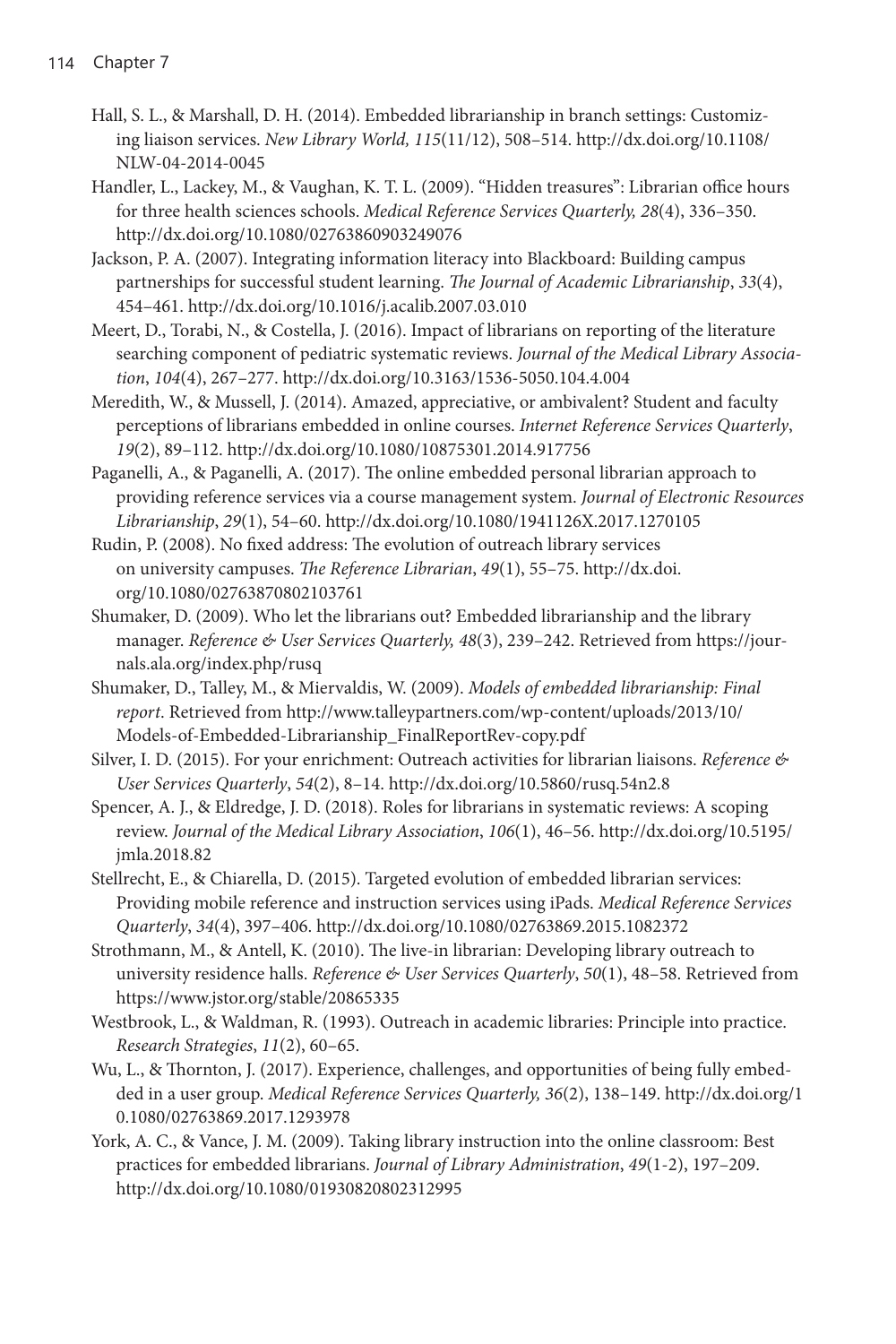Hall, S. L., & Marshall, D. H. (2014). Embedded librarianship in branch settings: Customizing liaison services. *New Library World, 115*(11/12), 508–514. http://dx.doi.org/10.1108/NLW-04-2014-0045

Handler, L., Lackey, M., & Vaughan, K. T. L. (2009). "Hidden treasures": Librarian office hours for three health sciences schools. *Medical Reference Services Quarterly, 28*(4), 336–350. http://dx.doi.org/10.1080/02763860903249076

Jackson, P. A. (2007). Integrating information literacy into Blackboard: Building campus partnerships for successful student learning. *The Journal of Academic Librarianship*, *33*(4), 454–461. http://dx.doi.org/10.1016/j.acalib.2007.03.010

Meert, D., Torabi, N., & Costella, J. (2016). Impact of librarians on reporting of the literature searching component of pediatric systematic reviews. *Journal of the Medical Library Association*, *104*(4), 267–277. http://dx.doi.org/10.3163/1536-5050.104.4.004

Meredith, W., & Mussell, J. (2014). Amazed, appreciative, or ambivalent? Student and faculty perceptions of librarians embedded in online courses. *Internet Reference Services Quarterly*, *19*(2), 89–112. http://dx.doi.org/10.1080/10875301.2014.917756

Paganelli, A., & Paganelli, A. (2017). The online embedded personal librarian approach to providing reference services via a course management system. *Journal of Electronic Resources Librarianship*, *29*(1), 54–60. http://dx.doi.org/10.1080/1941126X.2017.1270105

Rudin, P. (2008). No fixed address: The evolution of outreach library services on university campuses. *The Reference Librarian*, *49*(1), 55–75. http://dx.doi.org/10.1080/02763870802103761

Shumaker, D. (2009). Who let the librarians out? Embedded librarianship and the library manager. *Reference & User Services Quarterly, 48*(3), 239–242. Retrieved from https://journals.ala.org/index.php/rusq

Shumaker, D., Talley, M., & Miervaldis, W. (2009). *Models of embedded librarianship: Final report*. Retrieved from http://www.talleypartners.com/wp-content/uploads/2013/10/Models-of-Embedded-Librarianship_FinalReportRev-copy.pdf

Silver, I. D. (2015). For your enrichment: Outreach activities for librarian liaisons. *Reference & User Services Quarterly*, *54*(2), 8–14. http://dx.doi.org/10.5860/rusq.54n2.8

Spencer, A. J., & Eldredge, J. D. (2018). Roles for librarians in systematic reviews: A scoping review. *Journal of the Medical Library Association*, *106*(1), 46–56. http://dx.doi.org/10.5195/jmla.2018.82

Stellrecht, E., & Chiarella, D. (2015). Targeted evolution of embedded librarian services: Providing mobile reference and instruction services using iPads. *Medical Reference Services Quarterly*, *34*(4), 397–406. http://dx.doi.org/10.1080/02763869.2015.1082372

Strothmann, M., & Antell, K. (2010). The live-in librarian: Developing library outreach to university residence halls. *Reference & User Services Quarterly*, *50*(1), 48–58. Retrieved from https://www.jstor.org/stable/20865335

Westbrook, L., & Waldman, R. (1993). Outreach in academic libraries: Principle into practice. *Research Strategies*, *11*(2), 60–65.

Wu, L., & Thornton, J. (2017). Experience, challenges, and opportunities of being fully embedded in a user group. *Medical Reference Services Quarterly, 36*(2), 138–149. http://dx.doi.org/10.1080/02763869.2017.1293978

York, A. C., & Vance, J. M. (2009). Taking library instruction into the online classroom: Best practices for embedded librarians. *Journal of Library Administration*, *49*(1-2), 197–209. http://dx.doi.org/10.1080/01930820802312995